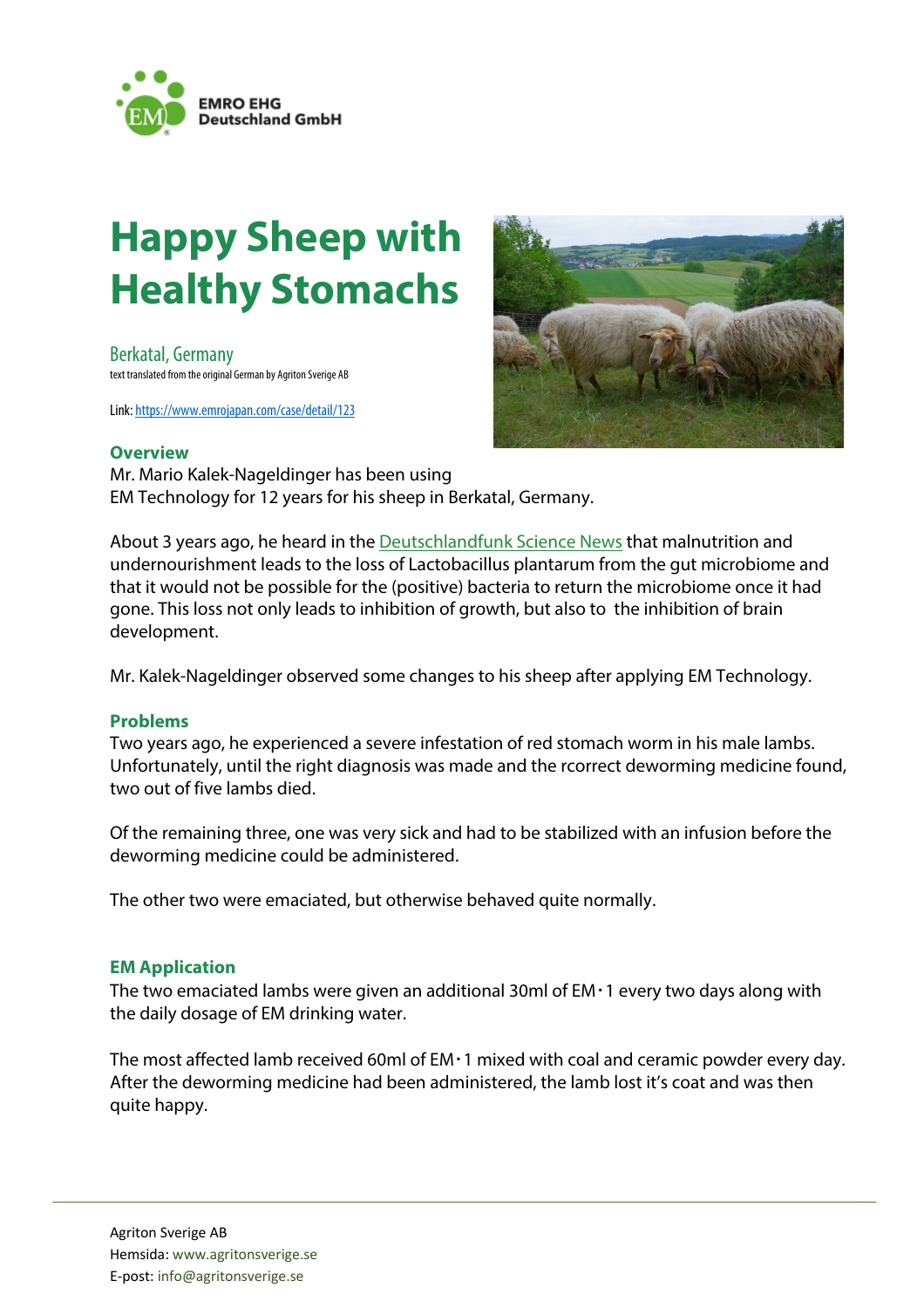EMRO EHG
Deutschland GmbH

# Happy Sheep with Healthy Stomachs

Berkatal, Germany
text translated from the original German by Agriton Sverige AB

Link: https://www.emrojapan.com/case/detail/123

## Overview

Mr. Mario Kalek-Nageldinger has been using EM Technology for 12 years for his sheep in Berkatal, Germany.

About 3 years ago, he heard in the Deutschlandfunk Science News that malnutrition and undernourishment leads to the loss of Lactobacillus plantarum from the gut microbiome and that it would not be possible for the (positive) bacteria to return the microbiome once it had gone. This loss not only leads to inhibition of growth, but also to the inhibition of brain development.

Mr. Kalek-Nageldinger observed some changes to his sheep after applying EM Technology.

## Problems

Two years ago, he experienced a severe infestation of red stomach worm in his male lambs. Unfortunately, until the right diagnosis was made and the rcorrect deworming medicine found, two out of five lambs died.

Of the remaining three, one was very sick and had to be stabilized with an infusion before the deworming medicine could be administered.

The other two were emaciated, but otherwise behaved quite normally.

## EM Application

The two emaciated lambs were given an additional 30ml of EM・1 every two days along with the daily dosage of EM drinking water.

The most affected lamb received 60ml of EM・1 mixed with coal and ceramic powder every day. After the deworming medicine had been administered, the lamb lost it's coat and was then quite happy.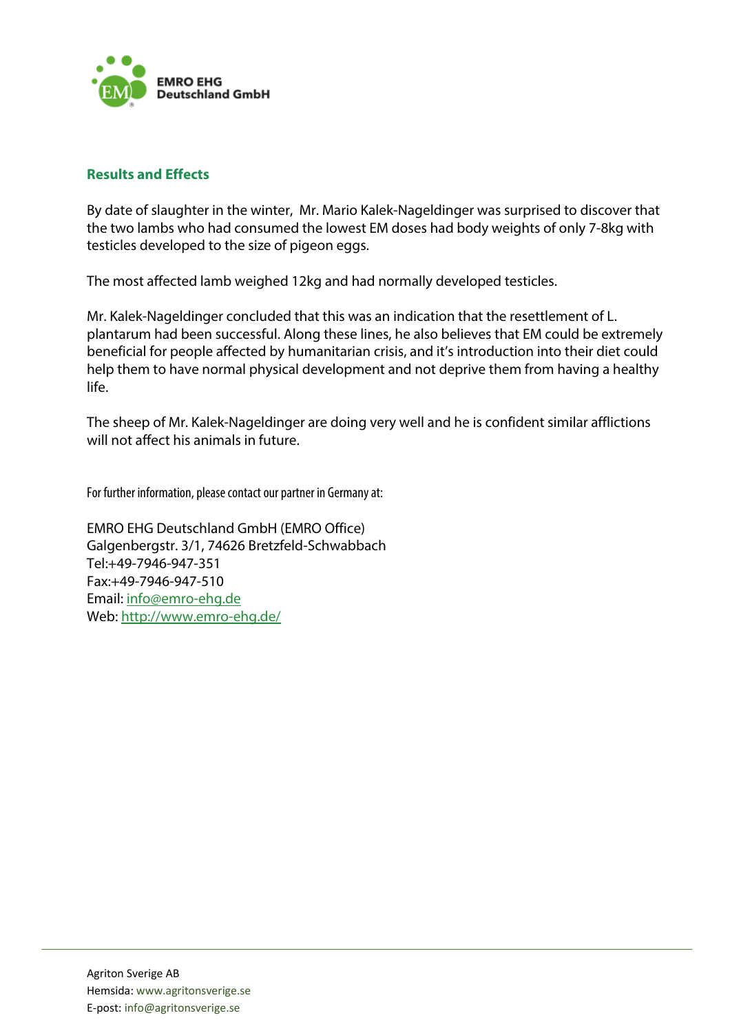## Results and Effects

By date of slaughter in the winter, Mr. Mario Kalek-Nageldinger was surprised to discover that the two lambs who had consumed the lowest EM doses had body weights of only 7-8kg with testicles developed to the size of pigeon eggs.

The most affected lamb weighed 12kg and had normally developed testicles.

Mr. Kalek-Nageldinger concluded that this was an indication that the resettlement of L. plantarum had been successful. Along these lines, he also believes that EM could be extremely beneficial for people affected by humanitarian crisis, and it's introduction into their diet could help them to have normal physical development and not deprive them from having a healthy life.

The sheep of Mr. Kalek-Nageldinger are doing very well and he is confident similar afflictions will not affect his animals in future.

For further information, please contact our partner in Germany at:

EMRO EHG Deutschland GmbH (EMRO Office)
Galgenbergstr. 3/1, 74626 Bretzfeld-Schwabbach
Tel:+49-7946-947-351
Fax:+49-7946-947-510
Email: info@emro-ehg.de
Web: http://www.emro-ehg.de/

Agriton Sverige AB
Hemsida: www.agritonsverige.se
E-post: info@agritonsverige.se